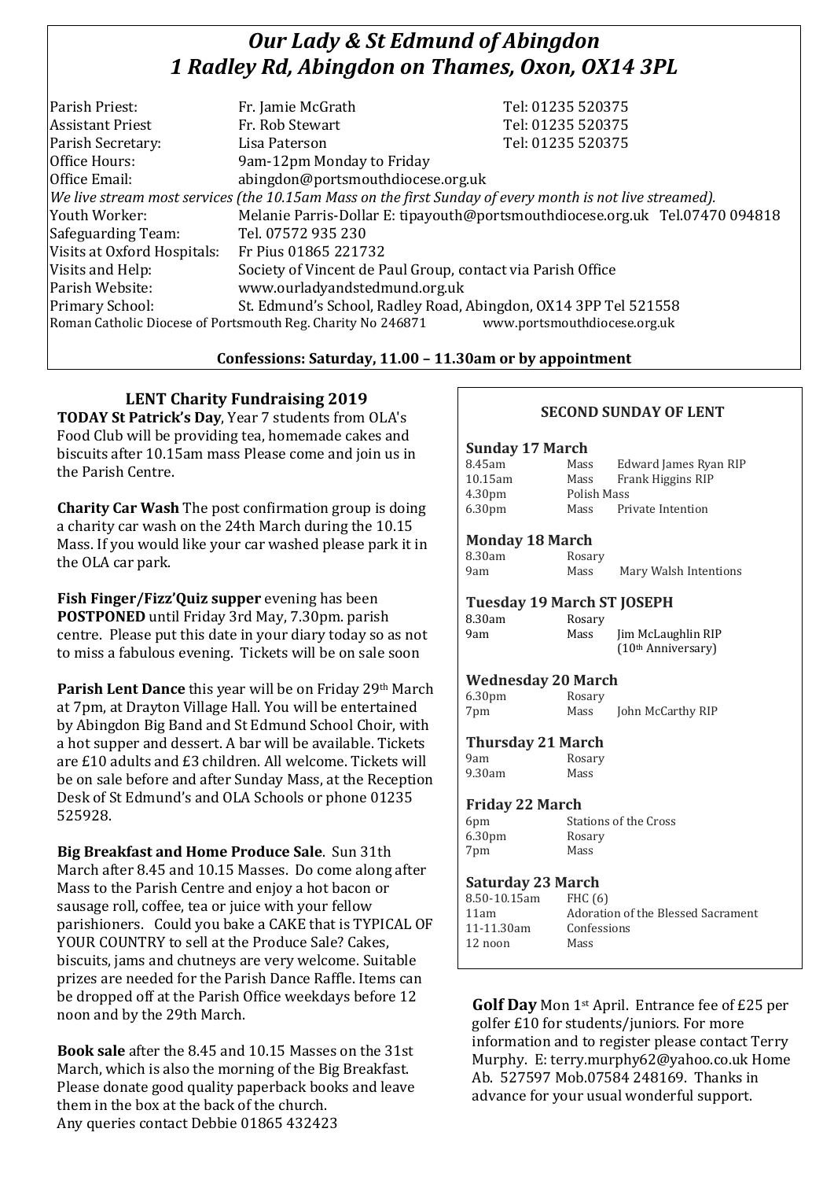# *Our Lady & St Edmund of Abingdon*
# *1 Radley Rd, Abingdon on Thames, Oxon, OX14 3PL*

| | | |
|---|---|---|
| Parish Priest: | Fr. Jamie McGrath | Tel: 01235 520375 |
| Assistant Priest | Fr. Rob Stewart | Tel: 01235 520375 |
| Parish Secretary: | Lisa Paterson | Tel: 01235 520375 |
| Office Hours: | 9am-12pm Monday to Friday | |
| Office Email: | abingdon@portsmouthdiocese.org.uk | |

*We live stream most services (the 10.15am Mass on the first Sunday of every month is not live streamed).*

| | |
|---|---|
| Youth Worker: | Melanie Parris-Dollar E: tipayouth@portsmouthdiocese.org.uk Tel.07470 094818 |
| Safeguarding Team: | Tel. 07572 935 230 |
| Visits at Oxford Hospitals: | Fr Pius 01865 221732 |
| Visits and Help: | Society of Vincent de Paul Group, contact via Parish Office |
| Parish Website: | www.ourladyandstedmund.org.uk |
| Primary School: | St. Edmund's School, Radley Road, Abingdon, OX14 3PP Tel 521558 |

Roman Catholic Diocese of Portsmouth Reg. Charity No 246871 www.portsmouthdiocese.org.uk

**Confessions: Saturday, 11.00 – 11.30am or by appointment**

## LENT Charity Fundraising 2019

**TODAY St Patrick's Day**, Year 7 students from OLA's Food Club will be providing tea, homemade cakes and biscuits after 10.15am mass Please come and join us in the Parish Centre.

**Charity Car Wash** The post confirmation group is doing a charity car wash on the 24th March during the 10.15 Mass. If you would like your car washed please park it in the OLA car park.

**Fish Finger/Fizz'Quiz supper** evening has been **POSTPONED** until Friday 3rd May, 7.30pm. parish centre. Please put this date in your diary today so as not to miss a fabulous evening. Tickets will be on sale soon

**Parish Lent Dance** this year will be on Friday 29th March at 7pm, at Drayton Village Hall. You will be entertained by Abingdon Big Band and St Edmund School Choir, with a hot supper and dessert. A bar will be available. Tickets are £10 adults and £3 children. All welcome. Tickets will be on sale before and after Sunday Mass, at the Reception Desk of St Edmund's and OLA Schools or phone 01235 525928.

**Big Breakfast and Home Produce Sale**. Sun 31th March after 8.45 and 10.15 Masses. Do come along after Mass to the Parish Centre and enjoy a hot bacon or sausage roll, coffee, tea or juice with your fellow parishioners. Could you bake a CAKE that is TYPICAL OF YOUR COUNTRY to sell at the Produce Sale? Cakes, biscuits, jams and chutneys are very welcome. Suitable prizes are needed for the Parish Dance Raffle. Items can be dropped off at the Parish Office weekdays before 12 noon and by the 29th March.

**Book sale** after the 8.45 and 10.15 Masses on the 31st March, which is also the morning of the Big Breakfast. Please donate good quality paperback books and leave them in the box at the back of the church. Any queries contact Debbie 01865 432423

## SECOND SUNDAY OF LENT

**Sunday 17 March**

| | | |
|---|---|---|
| 8.45am | Mass | Edward James Ryan RIP |
| 10.15am | Mass | Frank Higgins RIP |
| 4.30pm | Polish Mass | |
| 6.30pm | Mass | Private Intention |

**Monday 18 March**

| | | |
|---|---|---|
| 8.30am | Rosary | |
| 9am | Mass | Mary Walsh Intentions |

**Tuesday 19 March ST JOSEPH**

| | | |
|---|---|---|
| 8.30am | Rosary | |
| 9am | Mass | Jim McLaughlin RIP (10th Anniversary) |

**Wednesday 20 March**

| | | |
|---|---|---|
| 6.30pm | Rosary | |
| 7pm | Mass | John McCarthy RIP |

**Thursday 21 March**

| | |
|---|---|
| 9am | Rosary |
| 9.30am | Mass |

**Friday 22 March**

| | |
|---|---|
| 6pm | Stations of the Cross |
| 6.30pm | Rosary |
| 7pm | Mass |

**Saturday 23 March**

| | |
|---|---|
| 8.50-10.15am | FHC (6) |
| 11am | Adoration of the Blessed Sacrament |
| 11-11.30am | Confessions |
| 12 noon | Mass |

**Golf Day** Mon 1st April. Entrance fee of £25 per golfer £10 for students/juniors. For more information and to register please contact Terry Murphy. E: terry.murphy62@yahoo.co.uk Home Ab. 527597 Mob.07584 248169. Thanks in advance for your usual wonderful support.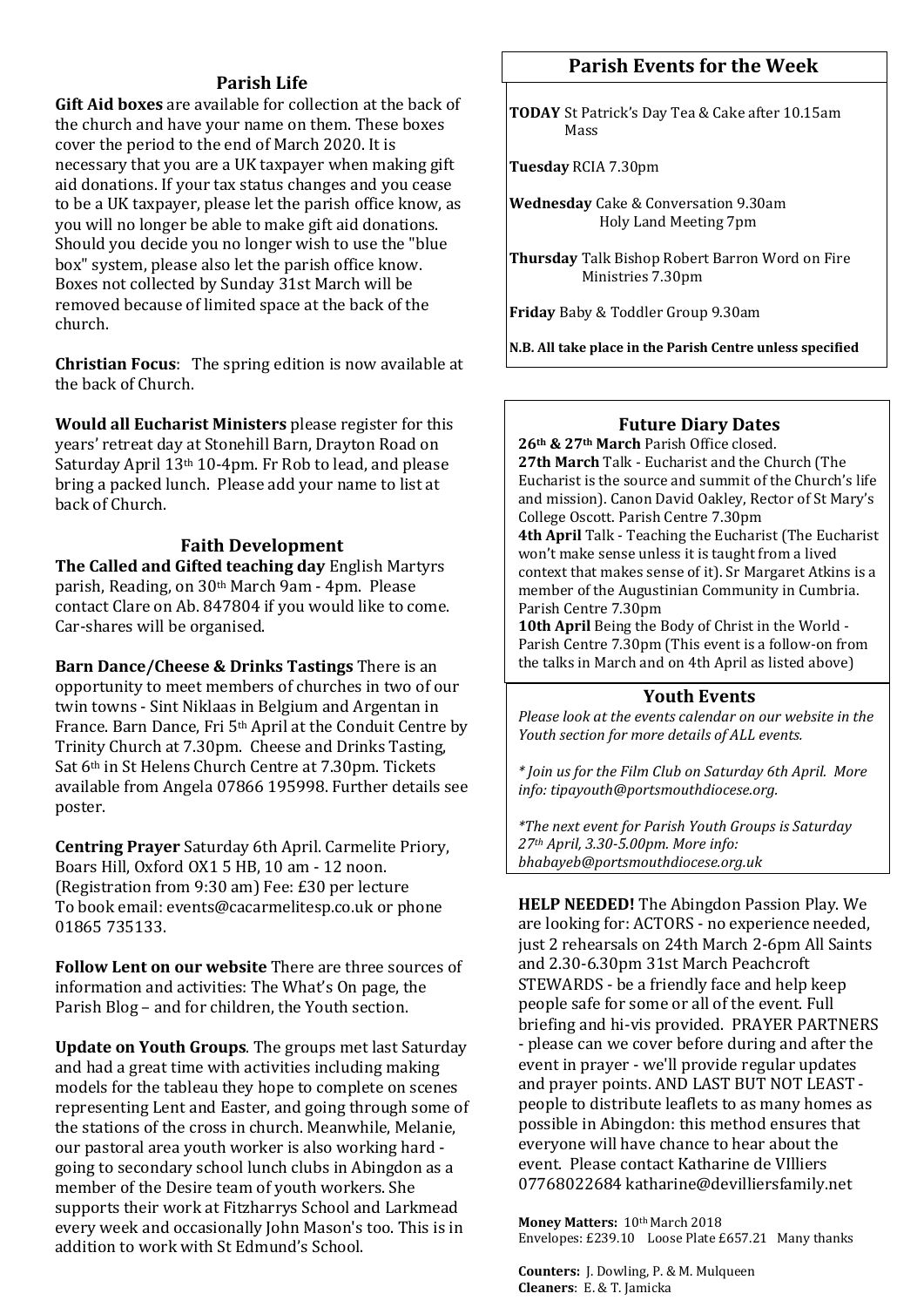## Parish Life

**Gift Aid boxes** are available for collection at the back of the church and have your name on them. These boxes cover the period to the end of March 2020. It is necessary that you are a UK taxpayer when making gift aid donations. If your tax status changes and you cease to be a UK taxpayer, please let the parish office know, as you will no longer be able to make gift aid donations. Should you decide you no longer wish to use the "blue box" system, please also let the parish office know. Boxes not collected by Sunday 31st March will be removed because of limited space at the back of the church.

**Christian Focus**: The spring edition is now available at the back of Church.

**Would all Eucharist Ministers** please register for this years' retreat day at Stonehill Barn, Drayton Road on Saturday April 13th 10-4pm. Fr Rob to lead, and please bring a packed lunch. Please add your name to list at back of Church.

## Faith Development

**The Called and Gifted teaching day** English Martyrs parish, Reading, on 30th March 9am - 4pm. Please contact Clare on Ab. 847804 if you would like to come. Car-shares will be organised.

**Barn Dance/Cheese & Drinks Tastings** There is an opportunity to meet members of churches in two of our twin towns - Sint Niklaas in Belgium and Argentan in France. Barn Dance, Fri 5th April at the Conduit Centre by Trinity Church at 7.30pm. Cheese and Drinks Tasting, Sat 6th in St Helens Church Centre at 7.30pm. Tickets available from Angela 07866 195998. Further details see poster.

**Centring Prayer** Saturday 6th April. Carmelite Priory, Boars Hill, Oxford OX1 5 HB, 10 am - 12 noon. (Registration from 9:30 am) Fee: £30 per lecture To book email: events@cacarmelitesp.co.uk or phone 01865 735133.

**Follow Lent on our website** There are three sources of information and activities: The What's On page, the Parish Blog – and for children, the Youth section.

**Update on Youth Groups**. The groups met last Saturday and had a great time with activities including making models for the tableau they hope to complete on scenes representing Lent and Easter, and going through some of the stations of the cross in church. Meanwhile, Melanie, our pastoral area youth worker is also working hard - going to secondary school lunch clubs in Abingdon as a member of the Desire team of youth workers. She supports their work at Fitzharrys School and Larkmead every week and occasionally John Mason's too. This is in addition to work with St Edmund's School.

## Parish Events for the Week

**TODAY** St Patrick's Day Tea & Cake after 10.15am Mass

**Tuesday** RCIA 7.30pm

**Wednesday** Cake & Conversation 9.30am
Holy Land Meeting 7pm

**Thursday** Talk Bishop Robert Barron Word on Fire Ministries 7.30pm

**Friday** Baby & Toddler Group 9.30am

**N.B. All take place in the Parish Centre unless specified**

## Future Diary Dates

**26th & 27th March** Parish Office closed.
**27th March** Talk - Eucharist and the Church (The Eucharist is the source and summit of the Church's life and mission). Canon David Oakley, Rector of St Mary's College Oscott. Parish Centre 7.30pm
**4th April** Talk - Teaching the Eucharist (The Eucharist won't make sense unless it is taught from a lived context that makes sense of it). Sr Margaret Atkins is a member of the Augustinian Community in Cumbria. Parish Centre 7.30pm
**10th April** Being the Body of Christ in the World - Parish Centre 7.30pm (This event is a follow-on from the talks in March and on 4th April as listed above)

## Youth Events

*Please look at the events calendar on our website in the Youth section for more details of ALL events.*

*\* Join us for the Film Club on Saturday 6th April. More info: tipayouth@portsmouthdiocese.org.*

*\*The next event for Parish Youth Groups is Saturday 27th April, 3.30-5.00pm. More info: bhabayeb@portsmouthdiocese.org.uk*

**HELP NEEDED!** The Abingdon Passion Play. We are looking for: ACTORS - no experience needed, just 2 rehearsals on 24th March 2-6pm All Saints and 2.30-6.30pm 31st March Peachcroft STEWARDS - be a friendly face and help keep people safe for some or all of the event. Full briefing and hi-vis provided. PRAYER PARTNERS - please can we cover before during and after the event in prayer - we'll provide regular updates and prayer points. AND LAST BUT NOT LEAST - people to distribute leaflets to as many homes as possible in Abingdon: this method ensures that everyone will have chance to hear about the event. Please contact Katharine de VIlliers 07768022684 katharine@devilliersfamily.net

**Money Matters:** 10th March 2018
Envelopes: £239.10 Loose Plate £657.21 Many thanks

**Counters:** J. Dowling, P. & M. Mulqueen
**Cleaners**: E. & T. Jamicka